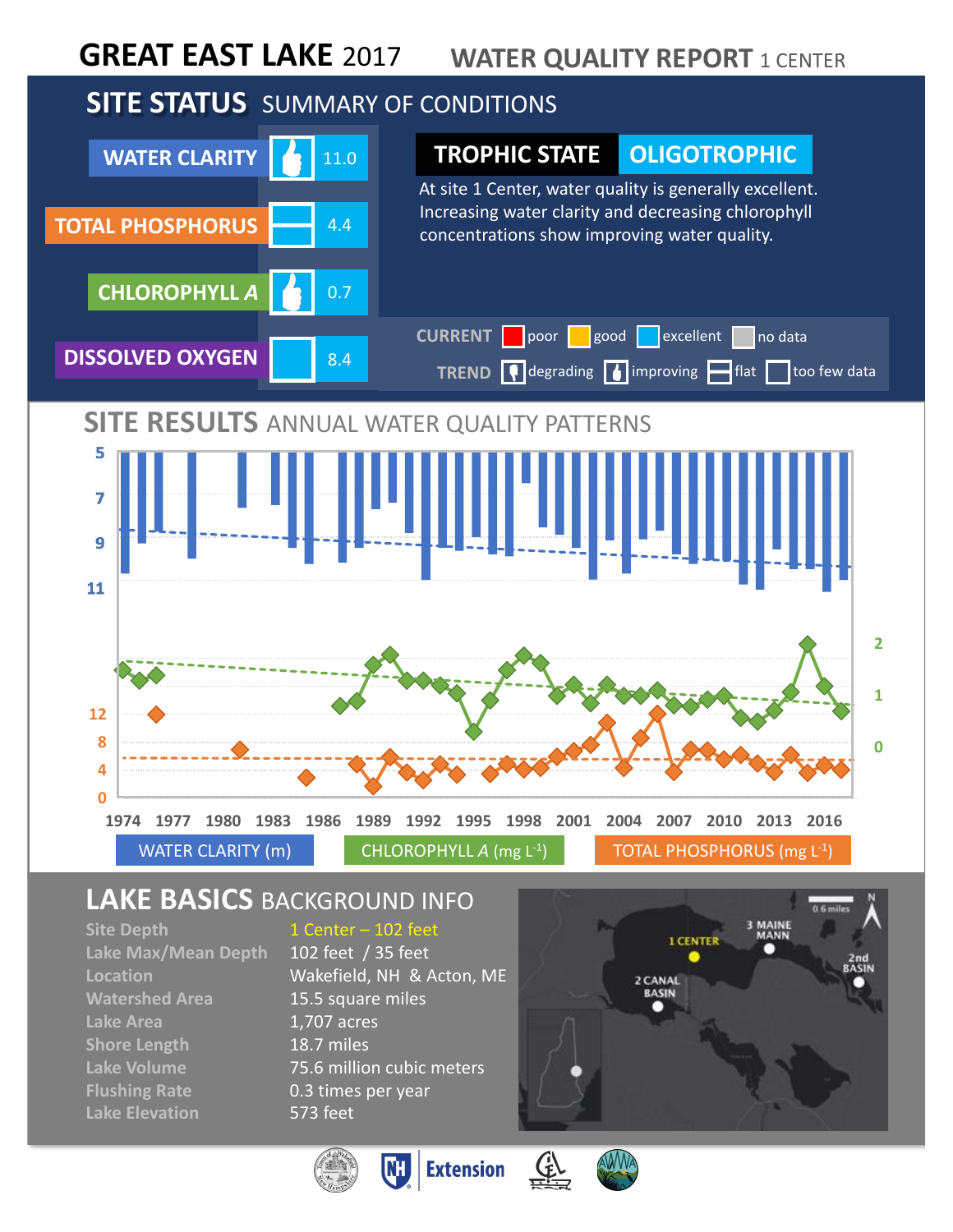# GREAT EAST LAKE 2017 — WATER QUALITY REPORT 1 CENTER

## SITE STATUS SUMMARY OF CONDITIONS

| Parameter | Trend | Value |
|---|---|---|
| WATER CLARITY | improving | 11.0 |
| TOTAL PHOSPHORUS | flat | 4.4 |
| CHLOROPHYLL *A* | improving | 0.7 |
| DISSOLVED OXYGEN | too few data | 8.4 |

**TROPHIC STATE: OLIGOTROPHIC**

At site 1 Center, water quality is generally excellent. Increasing water clarity and decreasing chlorophyll concentrations show improving water quality.

CURRENT: poor, good, excellent, no data
TREND: degrading, improving, flat, too few data

## SITE RESULTS ANNUAL WATER QUALITY PATTERNS

WATER CLARITY (m) | CHLOROPHYLL *A* (mg $L^{-1}$) | TOTAL PHOSPHORUS (mg $L^{-1}$)

## LAKE BASICS BACKGROUND INFO

| | |
|---|---|
| Site Depth | 1 Center – 102 feet |
| Lake Max/Mean Depth | 102 feet / 35 feet |
| Location | Wakefield, NH & Acton, ME |
| Watershed Area | 15.5 square miles |
| Lake Area | 1,707 acres |
| Shore Length | 18.7 miles |
| Lake Volume | 75.6 million cubic meters |
| Flushing Rate | 0.3 times per year |
| Lake Elevation | 573 feet |

Map sites: 1 CENTER, 2 CANAL BASIN, 3 MAINE MANN, 2nd BASIN

Extension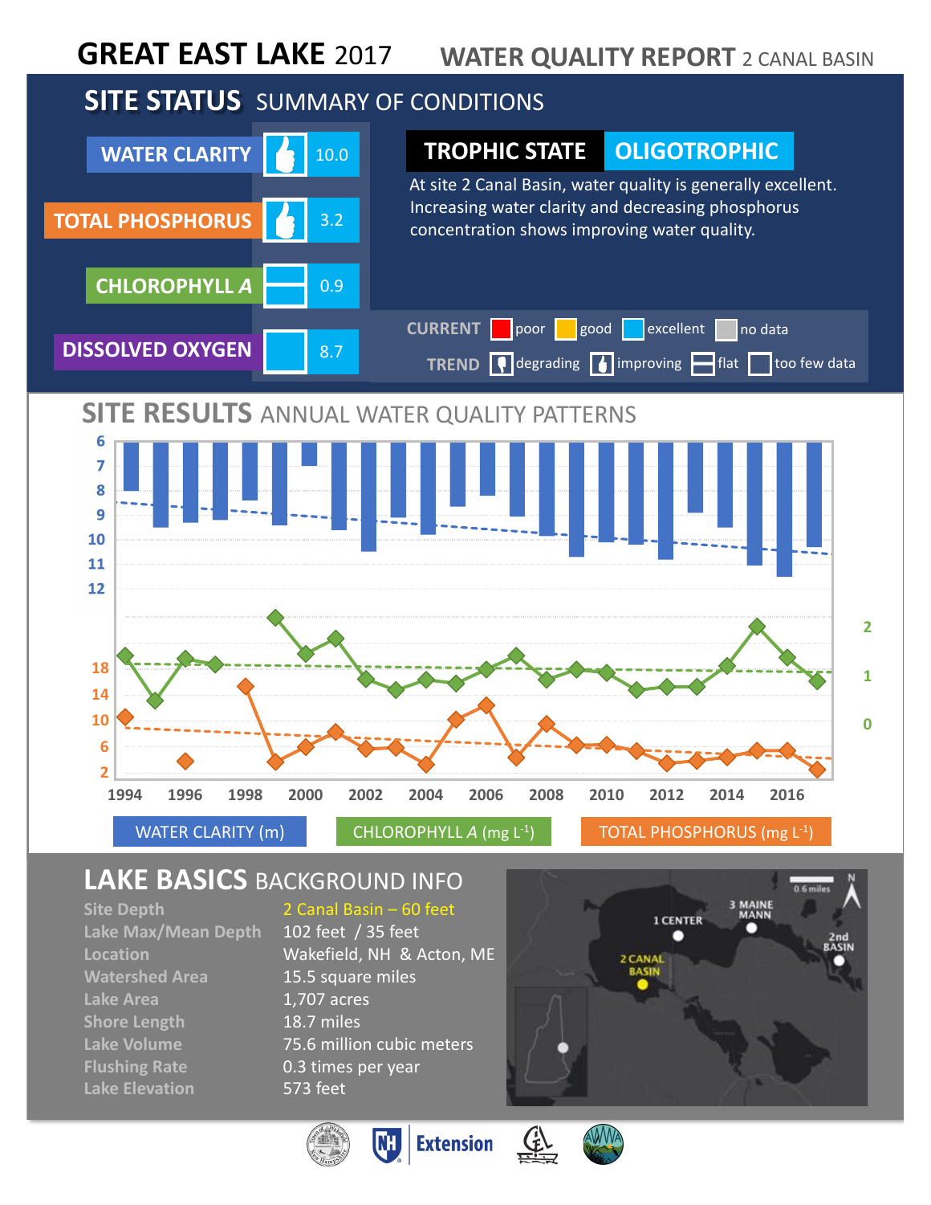# GREAT EAST LAKE 2017 — WATER QUALITY REPORT 2 CANAL BASIN

## SITE STATUS SUMMARY OF CONDITIONS

| Parameter | Status | Value |
|---|---|---|
| WATER CLARITY | improving, excellent | 10.0 |
| TOTAL PHOSPHORUS | improving, excellent | 3.2 |
| CHLOROPHYLL *A* | flat, excellent | 0.9 |
| DISSOLVED OXYGEN | too few data, excellent | 8.7 |

**TROPHIC STATE: OLIGOTROPHIC**

At site 2 Canal Basin, water quality is generally excellent. Increasing water clarity and decreasing phosphorus concentration shows improving water quality.

CURRENT: poor, good, excellent, no data
TREND: degrading, improving, flat, too few data

## SITE RESULTS ANNUAL WATER QUALITY PATTERNS

WATER CLARITY (m) — CHLOROPHYLL *A* (mg L[-1]) — TOTAL PHOSPHORUS (mg L[-1])

## LAKE BASICS BACKGROUND INFO

| | |
|---|---|
| Site Depth | 2 Canal Basin – 60 feet |
| Lake Max/Mean Depth | 102 feet / 35 feet |
| Location | Wakefield, NH & Acton, ME |
| Watershed Area | 15.5 square miles |
| Lake Area | 1,707 acres |
| Shore Length | 18.7 miles |
| Lake Volume | 75.6 million cubic meters |
| Flushing Rate | 0.3 times per year |
| Lake Elevation | 573 feet |

Map labels: 1 CENTER, 2 CANAL BASIN, 3 MAINE MANN, 2nd BASIN, 0.6 miles, N

Extension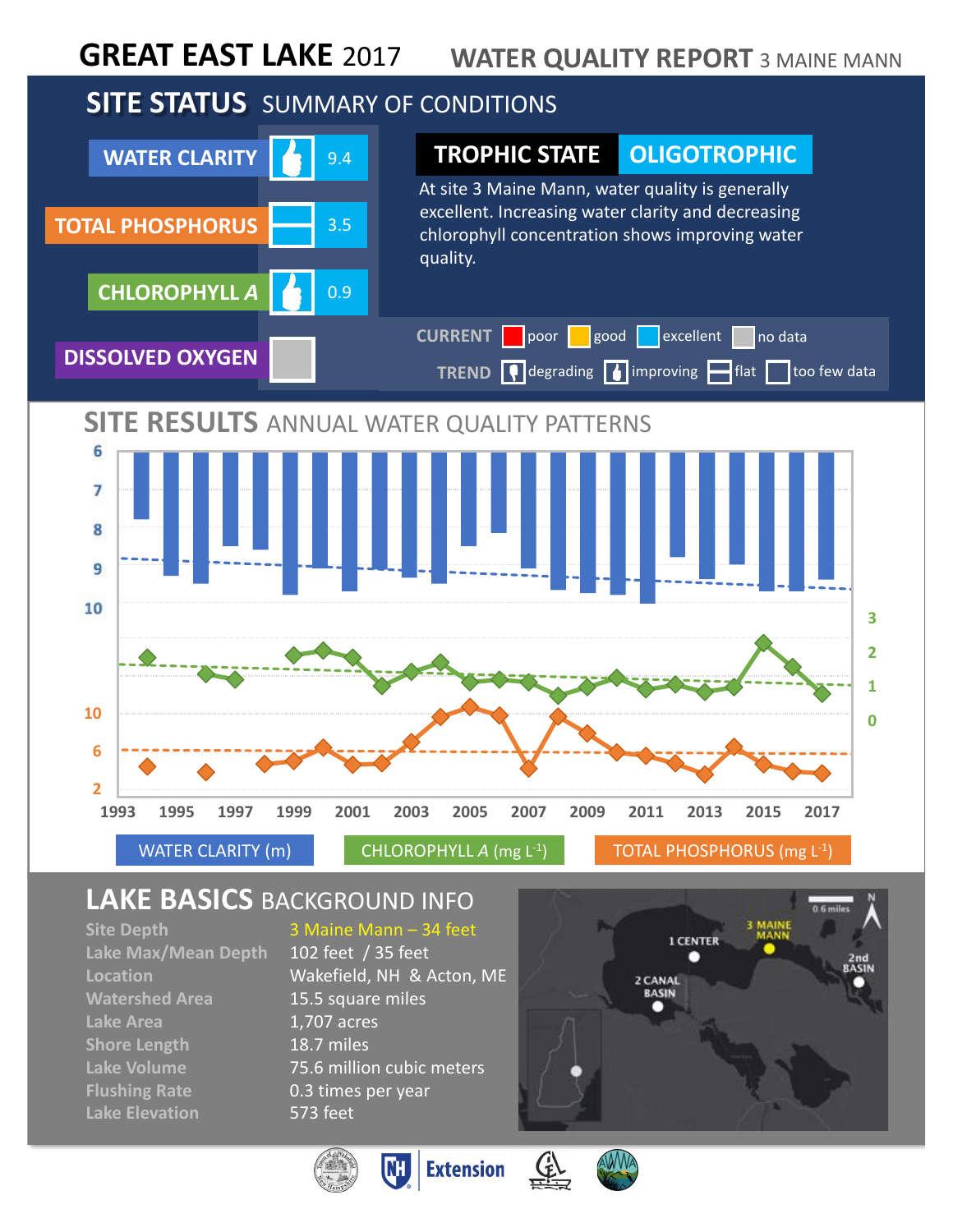# GREAT EAST LAKE 2017 — WATER QUALITY REPORT 3 MAINE MANN

## SITE STATUS SUMMARY OF CONDITIONS

| Parameter | Value |
|---|---|
| WATER CLARITY | 9.4 |
| TOTAL PHOSPHORUS | 3.5 |
| CHLOROPHYLL *A* | 0.9 |
| DISSOLVED OXYGEN | |

**TROPHIC STATE: OLIGOTROPHIC**

At site 3 Maine Mann, water quality is generally excellent. Increasing water clarity and decreasing chlorophyll concentration shows improving water quality.

CURRENT: poor, good, excellent, no data

TREND: degrading, improving, flat, too few data

## SITE RESULTS ANNUAL WATER QUALITY PATTERNS

WATER CLARITY (m) — CHLOROPHYLL *A* (mg L$^{-1}$) — TOTAL PHOSPHORUS (mg L$^{-1}$)

## LAKE BASICS BACKGROUND INFO

| | |
|---|---|
| Site Depth | 3 Maine Mann – 34 feet |
| Lake Max/Mean Depth | 102 feet / 35 feet |
| Location | Wakefield, NH & Acton, ME |
| Watershed Area | 15.5 square miles |
| Lake Area | 1,707 acres |
| Shore Length | 18.7 miles |
| Lake Volume | 75.6 million cubic meters |
| Flushing Rate | 0.3 times per year |
| Lake Elevation | 573 feet |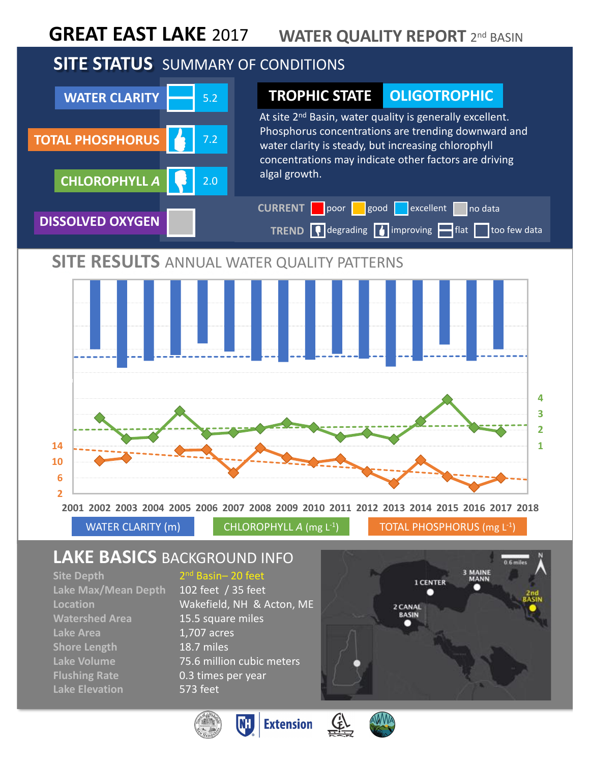# GREAT EAST LAKE 2017 — WATER QUALITY REPORT 2nd BASIN

## SITE STATUS SUMMARY OF CONDITIONS

| Parameter | Trend | Value |
|---|---|---|
| WATER CLARITY | flat | 5.2 |
| TOTAL PHOSPHORUS | improving | 7.2 |
| CHLOROPHYLL *A* | degrading | 2.0 |
| DISSOLVED OXYGEN | no data | |

**TROPHIC STATE: OLIGOTROPHIC**

At site 2nd Basin, water quality is generally excellent. Phosphorus concentrations are trending downward and water clarity is steady, but increasing chlorophyll concentrations may indicate other factors are driving algal growth.

CURRENT: poor | good | excellent | no data

TREND: degrading | improving | flat | too few data

## SITE RESULTS ANNUAL WATER QUALITY PATTERNS

2001 2002 2003 2004 2005 2006 2007 2008 2009 2010 2011 2012 2013 2014 2015 2016 2017 2018

WATER CLARITY (m) | CHLOROPHYLL *A* (mg $L^{-1}$) | TOTAL PHOSPHORUS (mg $L^{-1}$)

## LAKE BASICS BACKGROUND INFO

| | |
|---|---|
| Site Depth | 2nd Basin– 20 feet |
| Lake Max/Mean Depth | 102 feet / 35 feet |
| Location | Wakefield, NH & Acton, ME |
| Watershed Area | 15.5 square miles |
| Lake Area | 1,707 acres |
| Shore Length | 18.7 miles |
| Lake Volume | 75.6 million cubic meters |
| Flushing Rate | 0.3 times per year |
| Lake Elevation | 573 feet |

1 CENTER, 2 CANAL BASIN, 3 MAINE MANN, 2nd BASIN — 0.6 miles

Extension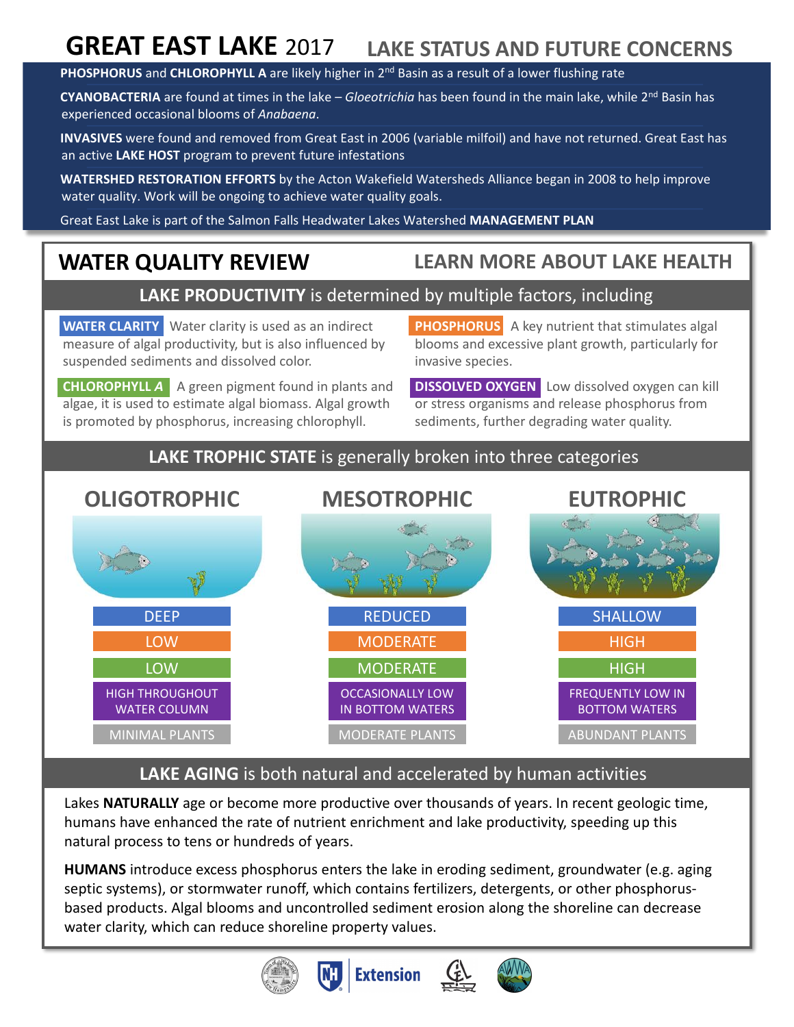# GREAT EAST LAKE 2017 LAKE STATUS AND FUTURE CONCERNS

**PHOSPHORUS** and **CHLOROPHYLL A** are likely higher in 2nd Basin as a result of a lower flushing rate

**CYANOBACTERIA** are found at times in the lake – *Gloeotrichia* has been found in the main lake, while 2nd Basin has experienced occasional blooms of *Anabaena*.

**INVASIVES** were found and removed from Great East in 2006 (variable milfoil) and have not returned. Great East has an active **LAKE HOST** program to prevent future infestations

**WATERSHED RESTORATION EFFORTS** by the Acton Wakefield Watersheds Alliance began in 2008 to help improve water quality. Work will be ongoing to achieve water quality goals.

Great East Lake is part of the Salmon Falls Headwater Lakes Watershed **MANAGEMENT PLAN**

## WATER QUALITY REVIEW

## LEARN MORE ABOUT LAKE HEALTH

### LAKE PRODUCTIVITY is determined by multiple factors, including

**WATER CLARITY** Water clarity is used as an indirect measure of algal productivity, but is also influenced by suspended sediments and dissolved color.

**CHLOROPHYLL *A*** A green pigment found in plants and algae, it is used to estimate algal biomass. Algal growth is promoted by phosphorus, increasing chlorophyll.

**PHOSPHORUS** A key nutrient that stimulates algal blooms and excessive plant growth, particularly for invasive species.

**DISSOLVED OXYGEN** Low dissolved oxygen can kill or stress organisms and release phosphorus from sediments, further degrading water quality.

### LAKE TROPHIC STATE is generally broken into three categories

| OLIGOTROPHIC | MESOTROPHIC | EUTROPHIC |
|---|---|---|
| DEEP | REDUCED | SHALLOW |
| LOW | MODERATE | HIGH |
| LOW | MODERATE | HIGH |
| HIGH THROUGHOUT WATER COLUMN | OCCASIONALLY LOW IN BOTTOM WATERS | FREQUENTLY LOW IN BOTTOM WATERS |
| MINIMAL PLANTS | MODERATE PLANTS | ABUNDANT PLANTS |

### LAKE AGING is both natural and accelerated by human activities

Lakes **NATURALLY** age or become more productive over thousands of years. In recent geologic time, humans have enhanced the rate of nutrient enrichment and lake productivity, speeding up this natural process to tens or hundreds of years.

**HUMANS** introduce excess phosphorus enters the lake in eroding sediment, groundwater (e.g. aging septic systems), or stormwater runoff, which contains fertilizers, detergents, or other phosphorus-based products. Algal blooms and uncontrolled sediment erosion along the shoreline can decrease water clarity, which can reduce shoreline property values.

Extension